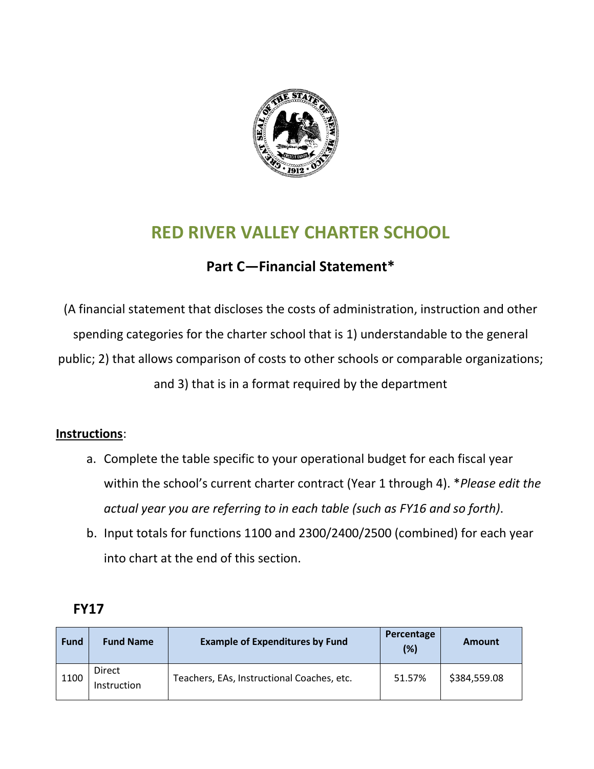# RED RIVER VALLEY CHARTER SCHOOL

## Part C—Financial Statement*

(A financial statement that discloses the costs of administration, instruction and other spending categories for the charter school that is 1) understandable to the general public; 2) that allows comparison of costs to other schools or comparable organizations; and 3) that is in a format required by the department

**Instructions**:

a. Complete the table specific to your operational budget for each fiscal year within the school's current charter contract (Year 1 through 4). **Please edit the actual year you are referring to in each table (such as FY16 and so forth)*.
b. Input totals for functions 1100 and 2300/2400/2500 (combined) for each year into chart at the end of this section.

### FY17

| Fund | Fund Name | Example of Expenditures by Fund | Percentage (%) | Amount |
|---|---|---|---|---|
| 1100 | Direct Instruction | Teachers, EAs, Instructional Coaches, etc. | 51.57% | $384,559.08 |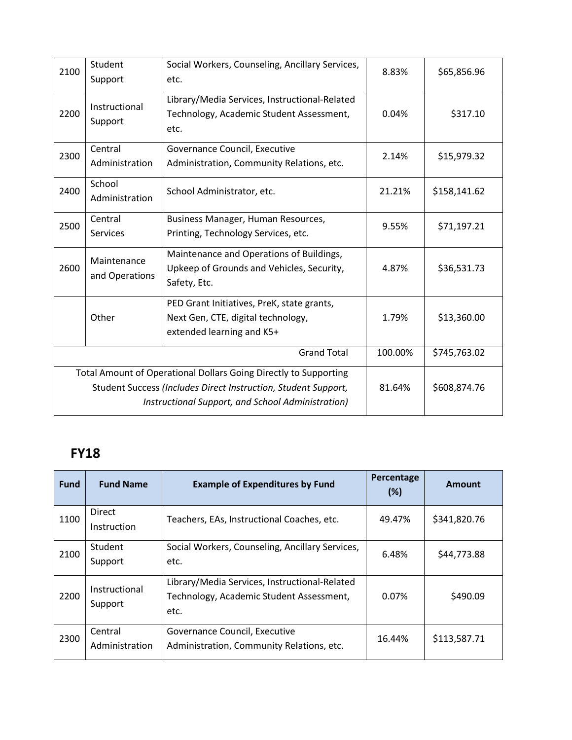| | | | | |
|---|---|---|---|---|
| 2100 | Student Support | Social Workers, Counseling, Ancillary Services, etc. | 8.83% | $65,856.96 |
| 2200 | Instructional Support | Library/Media Services, Instructional-Related Technology, Academic Student Assessment, etc. | 0.04% | $317.10 |
| 2300 | Central Administration | Governance Council, Executive Administration, Community Relations, etc. | 2.14% | $15,979.32 |
| 2400 | School Administration | School Administrator, etc. | 21.21% | $158,141.62 |
| 2500 | Central Services | Business Manager, Human Resources, Printing, Technology Services, etc. | 9.55% | $71,197.21 |
| 2600 | Maintenance and Operations | Maintenance and Operations of Buildings, Upkeep of Grounds and Vehicles, Security, Safety, Etc. | 4.87% | $36,531.73 |
| | Other | PED Grant Initiatives, PreK, state grants, Next Gen, CTE, digital technology, extended learning and K5+ | 1.79% | $13,360.00 |
| | | Grand Total | 100.00% | $745,763.02 |
| | | Total Amount of Operational Dollars Going Directly to Supporting Student Success *(Includes Direct Instruction, Student Support, Instructional Support, and School Administration)* | 81.64% | $608,874.76 |

## FY18

| Fund | Fund Name | Example of Expenditures by Fund | Percentage (%) | Amount |
|---|---|---|---|---|
| 1100 | Direct Instruction | Teachers, EAs, Instructional Coaches, etc. | 49.47% | $341,820.76 |
| 2100 | Student Support | Social Workers, Counseling, Ancillary Services, etc. | 6.48% | $44,773.88 |
| 2200 | Instructional Support | Library/Media Services, Instructional-Related Technology, Academic Student Assessment, etc. | 0.07% | $490.09 |
| 2300 | Central Administration | Governance Council, Executive Administration, Community Relations, etc. | 16.44% | $113,587.71 |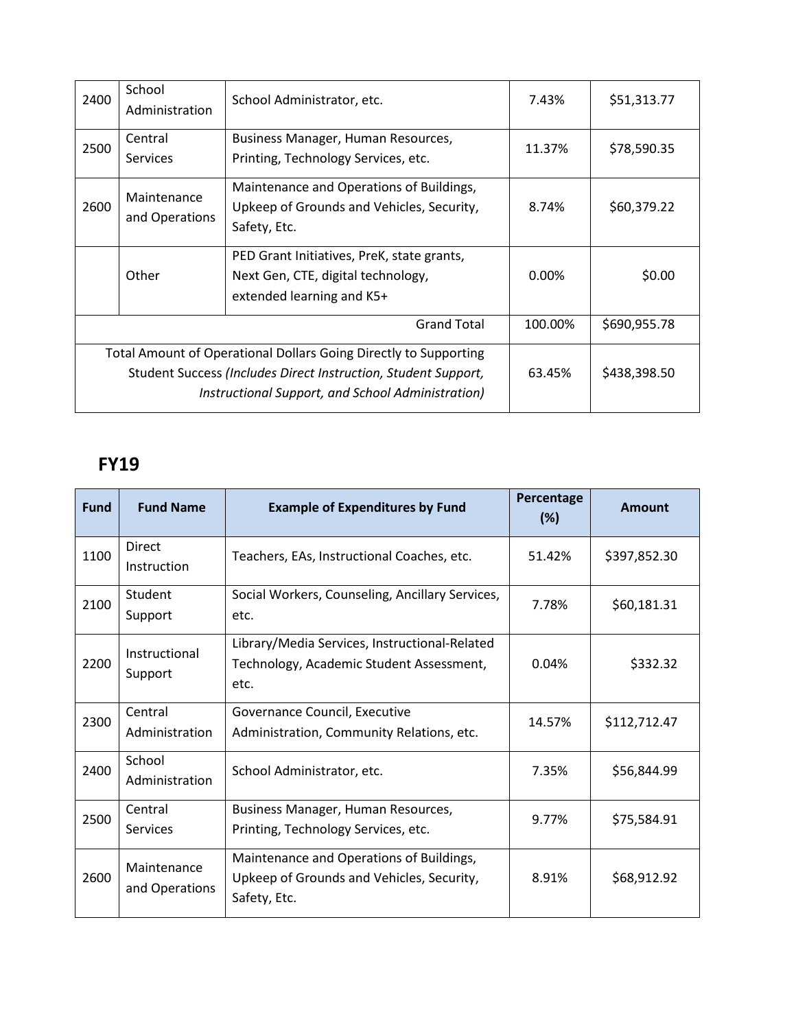| | | | | |
|---|---|---|---|---|
| 2400 | School Administration | School Administrator, etc. | 7.43% | $51,313.77 |
| 2500 | Central Services | Business Manager, Human Resources, Printing, Technology Services, etc. | 11.37% | $78,590.35 |
| 2600 | Maintenance and Operations | Maintenance and Operations of Buildings, Upkeep of Grounds and Vehicles, Security, Safety, Etc. | 8.74% | $60,379.22 |
| | Other | PED Grant Initiatives, PreK, state grants, Next Gen, CTE, digital technology, extended learning and K5+ | 0.00% | $0.00 |
| | | Grand Total | 100.00% | $690,955.78 |
| | | Total Amount of Operational Dollars Going Directly to Supporting Student Success *(Includes Direct Instruction, Student Support, Instructional Support, and School Administration)* | 63.45% | $438,398.50 |

## FY19

| Fund | Fund Name | Example of Expenditures by Fund | Percentage (%) | Amount |
|---|---|---|---|---|
| 1100 | Direct Instruction | Teachers, EAs, Instructional Coaches, etc. | 51.42% | $397,852.30 |
| 2100 | Student Support | Social Workers, Counseling, Ancillary Services, etc. | 7.78% | $60,181.31 |
| 2200 | Instructional Support | Library/Media Services, Instructional-Related Technology, Academic Student Assessment, etc. | 0.04% | $332.32 |
| 2300 | Central Administration | Governance Council, Executive Administration, Community Relations, etc. | 14.57% | $112,712.47 |
| 2400 | School Administration | School Administrator, etc. | 7.35% | $56,844.99 |
| 2500 | Central Services | Business Manager, Human Resources, Printing, Technology Services, etc. | 9.77% | $75,584.91 |
| 2600 | Maintenance and Operations | Maintenance and Operations of Buildings, Upkeep of Grounds and Vehicles, Security, Safety, Etc. | 8.91% | $68,912.92 |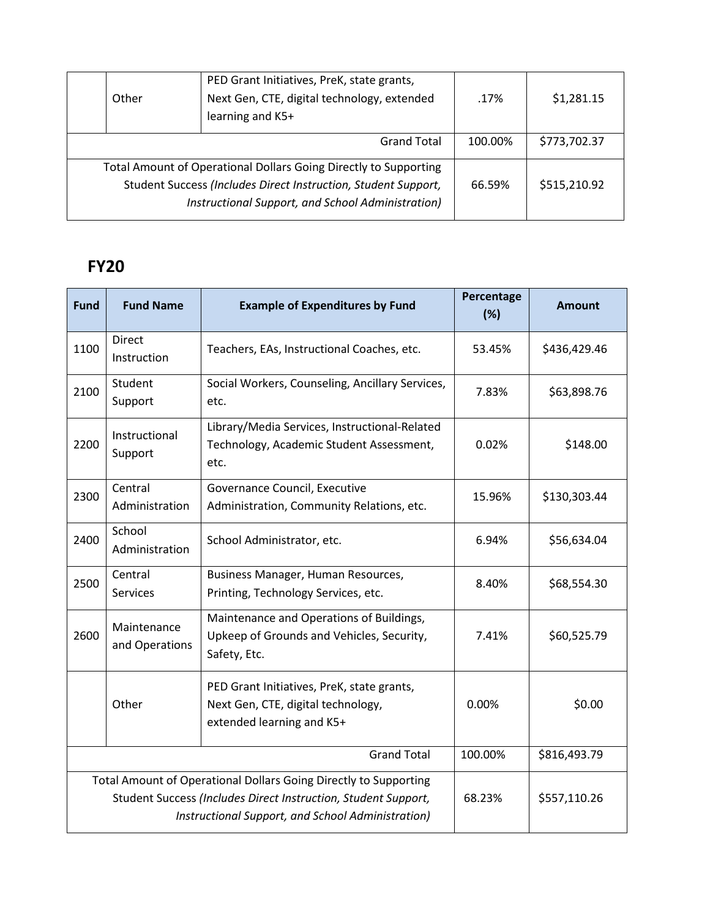| | | | | |
|---|---|---|---|---|
| | Other | PED Grant Initiatives, PreK, state grants, Next Gen, CTE, digital technology, extended learning and K5+ | .17% | $1,281.15 |
| | | Grand Total | 100.00% | $773,702.37 |
| Total Amount of Operational Dollars Going Directly to Supporting Student Success *(Includes Direct Instruction, Student Support, Instructional Support, and School Administration)* | | | 66.59% | $515,210.92 |

## FY20

| Fund | Fund Name | Example of Expenditures by Fund | Percentage (%) | Amount |
|---|---|---|---|---|
| 1100 | Direct Instruction | Teachers, EAs, Instructional Coaches, etc. | 53.45% | $436,429.46 |
| 2100 | Student Support | Social Workers, Counseling, Ancillary Services, etc. | 7.83% | $63,898.76 |
| 2200 | Instructional Support | Library/Media Services, Instructional-Related Technology, Academic Student Assessment, etc. | 0.02% | $148.00 |
| 2300 | Central Administration | Governance Council, Executive Administration, Community Relations, etc. | 15.96% | $130,303.44 |
| 2400 | School Administration | School Administrator, etc. | 6.94% | $56,634.04 |
| 2500 | Central Services | Business Manager, Human Resources, Printing, Technology Services, etc. | 8.40% | $68,554.30 |
| 2600 | Maintenance and Operations | Maintenance and Operations of Buildings, Upkeep of Grounds and Vehicles, Security, Safety, Etc. | 7.41% | $60,525.79 |
| | Other | PED Grant Initiatives, PreK, state grants, Next Gen, CTE, digital technology, extended learning and K5+ | 0.00% | $0.00 |
| | | Grand Total | 100.00% | $816,493.79 |
| Total Amount of Operational Dollars Going Directly to Supporting Student Success *(Includes Direct Instruction, Student Support, Instructional Support, and School Administration)* | | | 68.23% | $557,110.26 |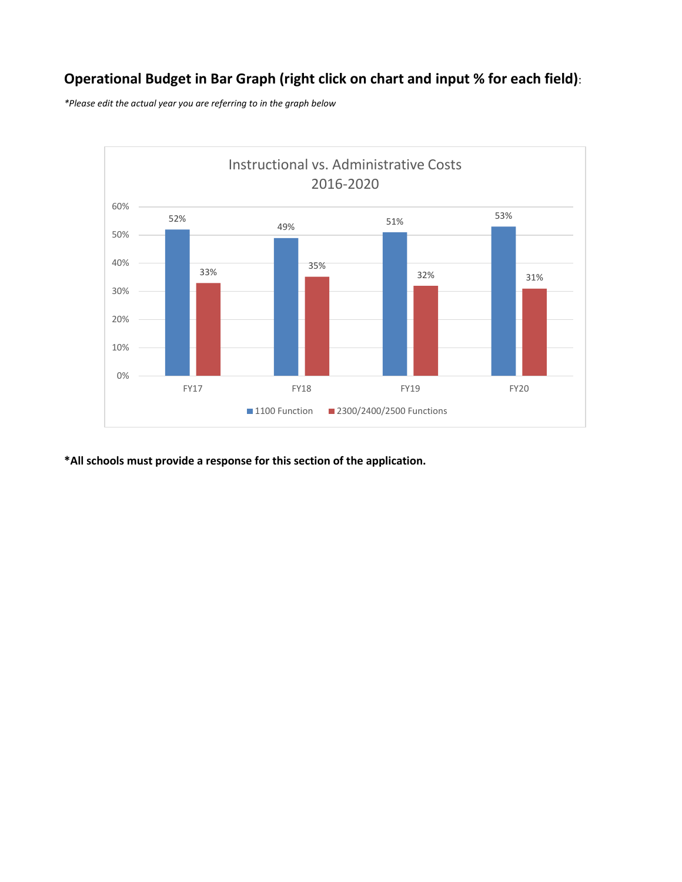## Operational Budget in Bar Graph (right click on chart and input % for each field):

*\*Please edit the actual year you are referring to in the graph below*

Instructional vs. Administrative Costs
2016-2020

60%
50%
40%
30%
20%
10%
0%

52%
33%
49%
35%
51%
32%
53%
31%

FY17
FY18
FY19
FY20

1100 Function
2300/2400/2500 Functions

**\*All schools must provide a response for this section of the application.**